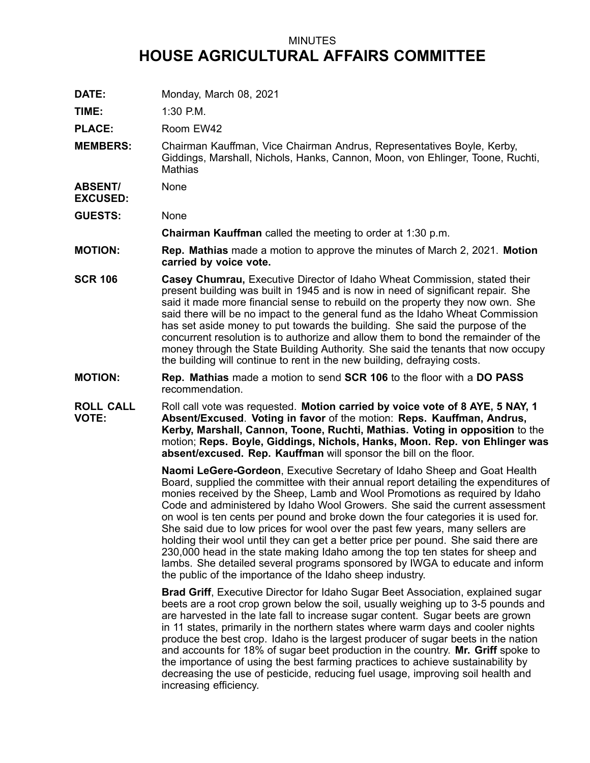MINUTES

# HOUSE AGRICULTURAL AFFAIRS COMMITTEE

**DATE:** Monday, March 08, 2021

**TIME:** 1:30 P.M.

**PLACE:** Room EW42

**MEMBERS:** Chairman Kauffman, Vice Chairman Andrus, Representatives Boyle, Kerby, Giddings, Marshall, Nichols, Hanks, Cannon, Moon, von Ehlinger, Toone, Ruchti, Mathias

**ABSENT/ EXCUSED:** None

**GUESTS:** None

**Chairman Kauffman** called the meeting to order at 1:30 p.m.

**MOTION:** **Rep. Mathias** made a motion to approve the minutes of March 2, 2021. **Motion carried by voice vote.**

**SCR 106** **Casey Chumrau,** Executive Director of Idaho Wheat Commission, stated their present building was built in 1945 and is now in need of significant repair. She said it made more financial sense to rebuild on the property they now own. She said there will be no impact to the general fund as the Idaho Wheat Commission has set aside money to put towards the building. She said the purpose of the concurrent resolution is to authorize and allow them to bond the remainder of the money through the State Building Authority. She said the tenants that now occupy the building will continue to rent in the new building, defraying costs.

**MOTION:** **Rep. Mathias** made a motion to send **SCR 106** to the floor with a **DO PASS** recommendation.

**ROLL CALL VOTE:** Roll call vote was requested. **Motion carried by voice vote of 8 AYE, 5 NAY, 1 Absent/Excused**. **Voting in favor** of the motion: **Reps. Kauffman, Andrus, Kerby, Marshall, Cannon, Toone, Ruchti, Mathias. Voting in opposition** to the motion; **Reps. Boyle, Giddings, Nichols, Hanks, Moon. Rep. von Ehlinger was absent/excused. Rep. Kauffman** will sponsor the bill on the floor.

**Naomi LeGere-Gordeon**, Executive Secretary of Idaho Sheep and Goat Health Board, supplied the committee with their annual report detailing the expenditures of monies received by the Sheep, Lamb and Wool Promotions as required by Idaho Code and administered by Idaho Wool Growers. She said the current assessment on wool is ten cents per pound and broke down the four categories it is used for. She said due to low prices for wool over the past few years, many sellers are holding their wool until they can get a better price per pound. She said there are 230,000 head in the state making Idaho among the top ten states for sheep and lambs. She detailed several programs sponsored by IWGA to educate and inform the public of the importance of the Idaho sheep industry.

**Brad Griff**, Executive Director for Idaho Sugar Beet Association, explained sugar beets are a root crop grown below the soil, usually weighing up to 3-5 pounds and are harvested in the late fall to increase sugar content. Sugar beets are grown in 11 states, primarily in the northern states where warm days and cooler nights produce the best crop. Idaho is the largest producer of sugar beets in the nation and accounts for 18% of sugar beet production in the country. **Mr. Griff** spoke to the importance of using the best farming practices to achieve sustainability by decreasing the use of pesticide, reducing fuel usage, improving soil health and increasing efficiency.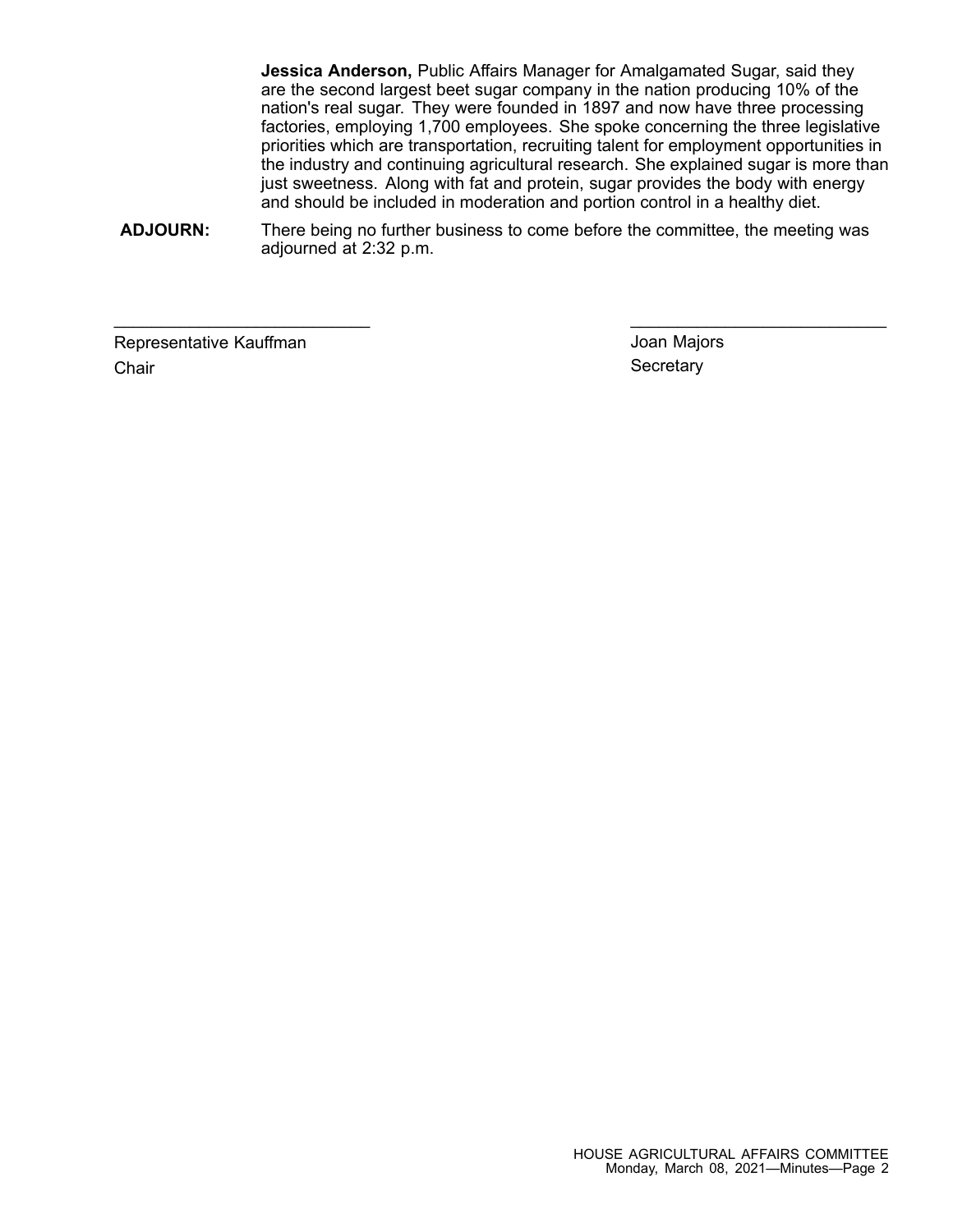**Jessica Anderson,** Public Affairs Manager for Amalgamated Sugar, said they are the second largest beet sugar company in the nation producing 10% of the nation's real sugar. They were founded in 1897 and now have three processing factories, employing 1,700 employees. She spoke concerning the three legislative priorities which are transportation, recruiting talent for employment opportunities in the industry and continuing agricultural research. She explained sugar is more than just sweetness. Along with fat and protein, sugar provides the body with energy and should be included in moderation and portion control in a healthy diet.

**ADJOURN:** There being no further business to come before the committee, the meeting was adjourned at 2:32 p.m.

| | |
|---|---|
| ___________________________ | ___________________________ |
| Representative Kauffman | Joan Majors |
| Chair | Secretary |